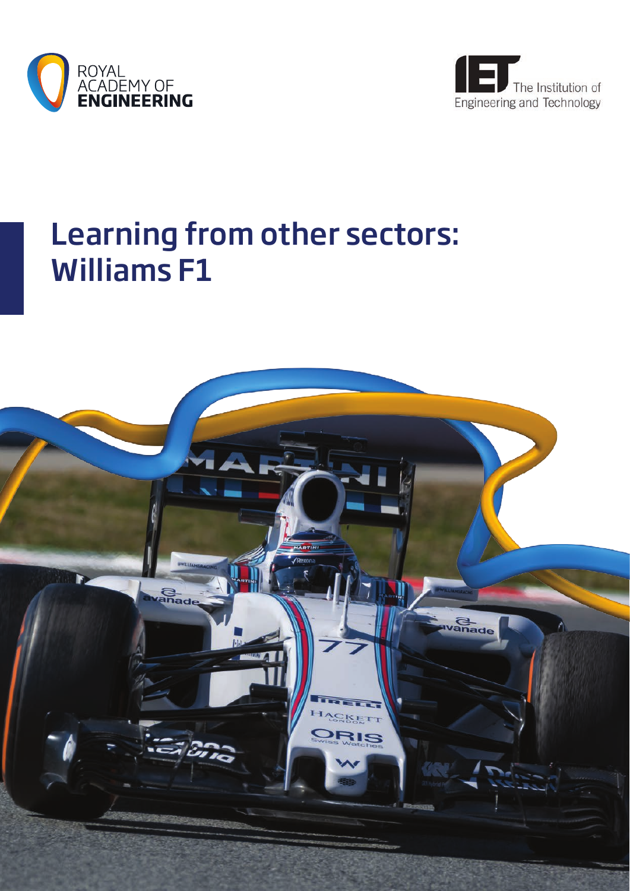ROYAL ACADEMY OF ENGINEERING

The Institution of Engineering and Technology

# Learning from other sectors: Williams F1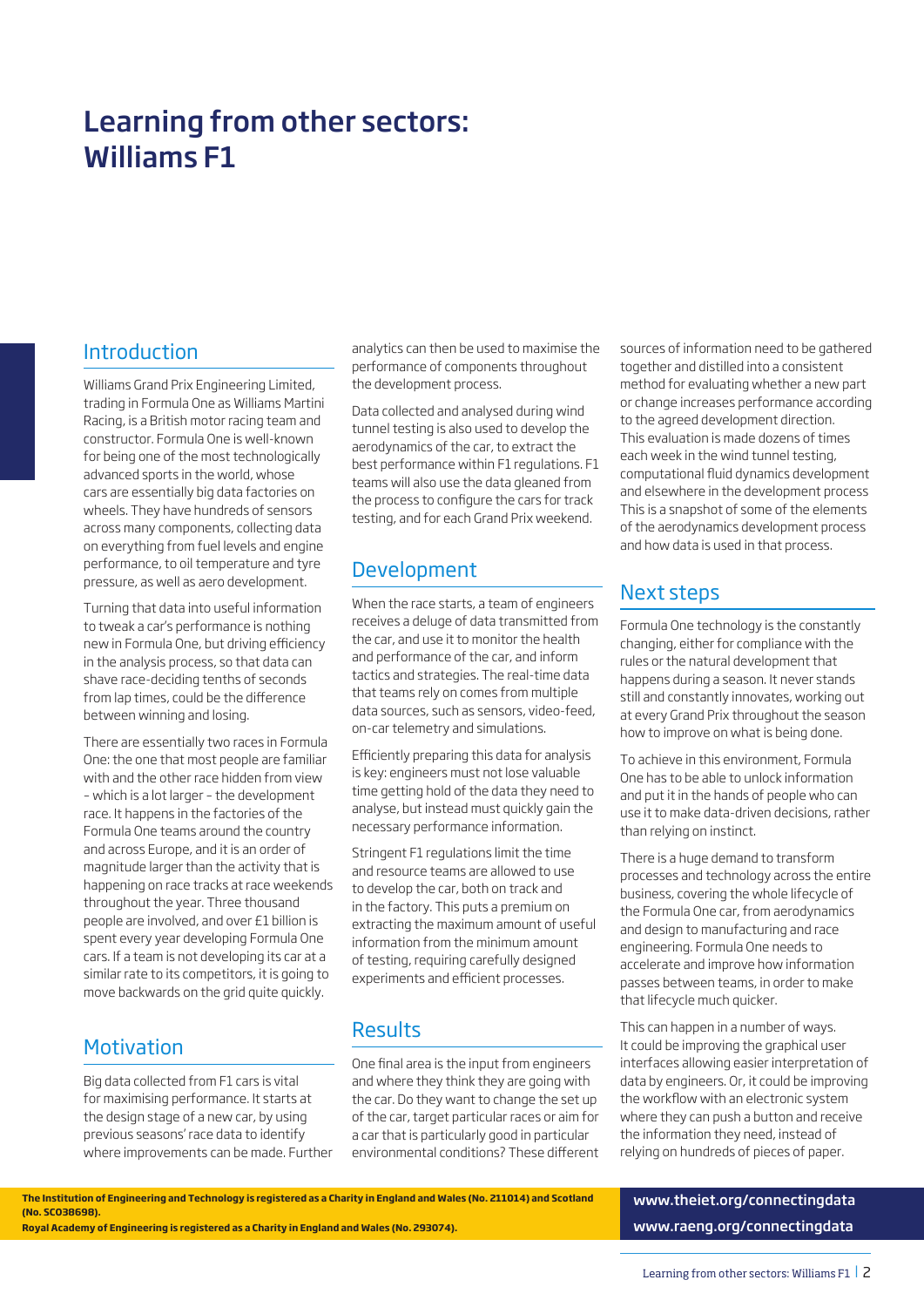# Learning from other sectors: Williams F1

## Introduction

Williams Grand Prix Engineering Limited, trading in Formula One as Williams Martini Racing, is a British motor racing team and constructor. Formula One is well-known for being one of the most technologically advanced sports in the world, whose cars are essentially big data factories on wheels. They have hundreds of sensors across many components, collecting data on everything from fuel levels and engine performance, to oil temperature and tyre pressure, as well as aero development.

Turning that data into useful information to tweak a car's performance is nothing new in Formula One, but driving efficiency in the analysis process, so that data can shave race-deciding tenths of seconds from lap times, could be the difference between winning and losing.

There are essentially two races in Formula One: the one that most people are familiar with and the other race hidden from view – which is a lot larger – the development race. It happens in the factories of the Formula One teams around the country and across Europe, and it is an order of magnitude larger than the activity that is happening on race tracks at race weekends throughout the year. Three thousand people are involved, and over £1 billion is spent every year developing Formula One cars. If a team is not developing its car at a similar rate to its competitors, it is going to move backwards on the grid quite quickly.

## Motivation

Big data collected from F1 cars is vital for maximising performance. It starts at the design stage of a new car, by using previous seasons' race data to identify where improvements can be made. Further analytics can then be used to maximise the performance of components throughout the development process.

Data collected and analysed during wind tunnel testing is also used to develop the aerodynamics of the car, to extract the best performance within F1 regulations. F1 teams will also use the data gleaned from the process to configure the cars for track testing, and for each Grand Prix weekend.

## Development

When the race starts, a team of engineers receives a deluge of data transmitted from the car, and use it to monitor the health and performance of the car, and inform tactics and strategies. The real-time data that teams rely on comes from multiple data sources, such as sensors, video-feed, on-car telemetry and simulations.

Efficiently preparing this data for analysis is key: engineers must not lose valuable time getting hold of the data they need to analyse, but instead must quickly gain the necessary performance information.

Stringent F1 regulations limit the time and resource teams are allowed to use to develop the car, both on track and in the factory. This puts a premium on extracting the maximum amount of useful information from the minimum amount of testing, requiring carefully designed experiments and efficient processes.

## Results

One final area is the input from engineers and where they think they are going with the car. Do they want to change the set up of the car, target particular races or aim for a car that is particularly good in particular environmental conditions? These different sources of information need to be gathered together and distilled into a consistent method for evaluating whether a new part or change increases performance according to the agreed development direction. This evaluation is made dozens of times each week in the wind tunnel testing, computational fluid dynamics development and elsewhere in the development process This is a snapshot of some of the elements of the aerodynamics development process and how data is used in that process.

## Next steps

Formula One technology is the constantly changing, either for compliance with the rules or the natural development that happens during a season. It never stands still and constantly innovates, working out at every Grand Prix throughout the season how to improve on what is being done.

To achieve in this environment, Formula One has to be able to unlock information and put it in the hands of people who can use it to make data-driven decisions, rather than relying on instinct.

There is a huge demand to transform processes and technology across the entire business, covering the whole lifecycle of the Formula One car, from aerodynamics and design to manufacturing and race engineering. Formula One needs to accelerate and improve how information passes between teams, in order to make that lifecycle much quicker.

This can happen in a number of ways. It could be improving the graphical user interfaces allowing easier interpretation of data by engineers. Or, it could be improving the workflow with an electronic system where they can push a button and receive the information they need, instead of relying on hundreds of pieces of paper.

**The Institution of Engineering and Technology is registered as a Charity in England and Wales (No. 211014) and Scotland (No. SC038698).**
**Royal Academy of Engineering is registered as a Charity in England and Wales (No. 293074).**

**www.theiet.org/connectingdata**
**www.raeng.org/connectingdata**